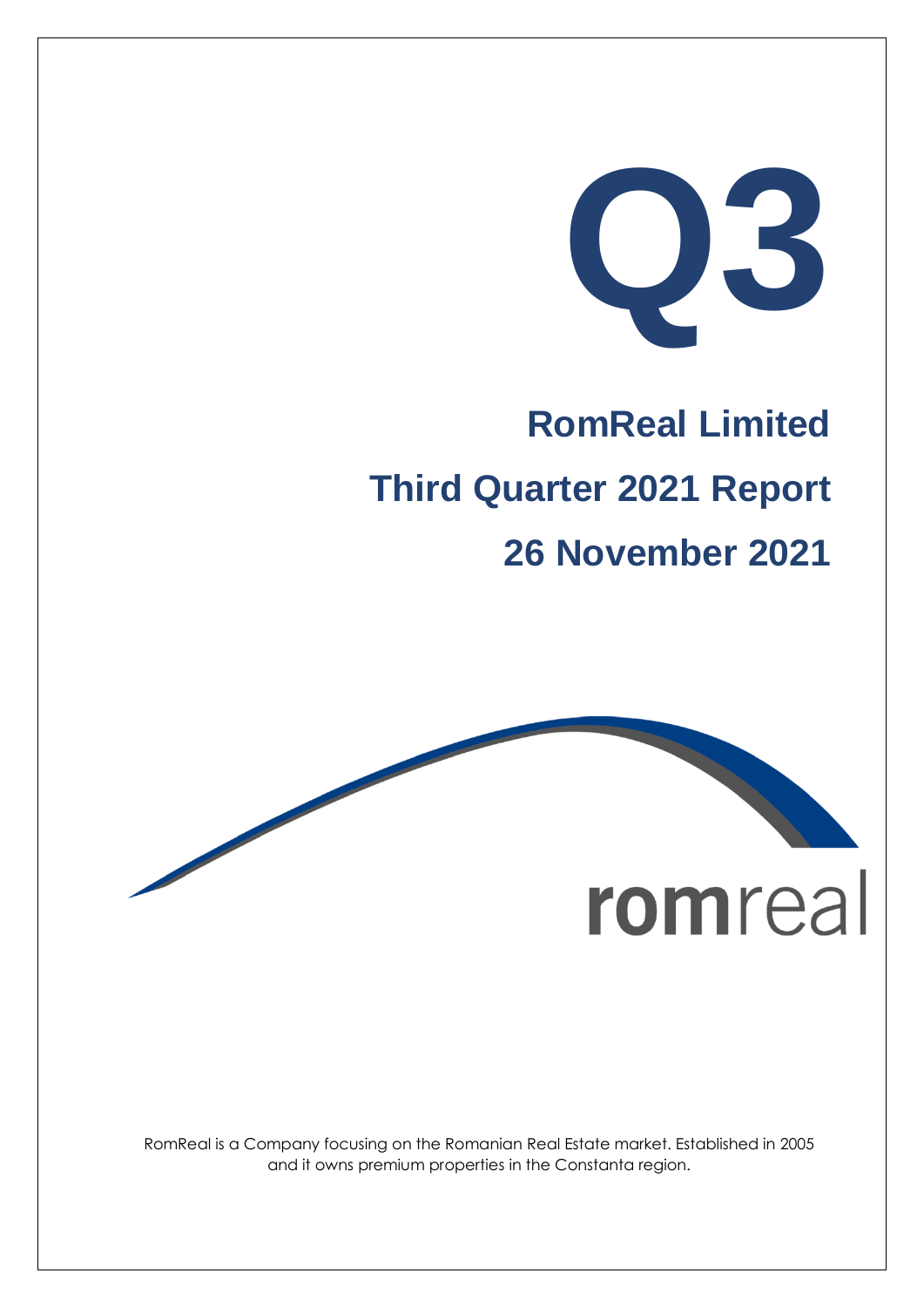# Q3

## RomReal Limited

## Third Quarter 2021 Report

## 26 November 2021

romreal

RomReal is a Company focusing on the Romanian Real Estate market. Established in 2005 and it owns premium properties in the Constanta region.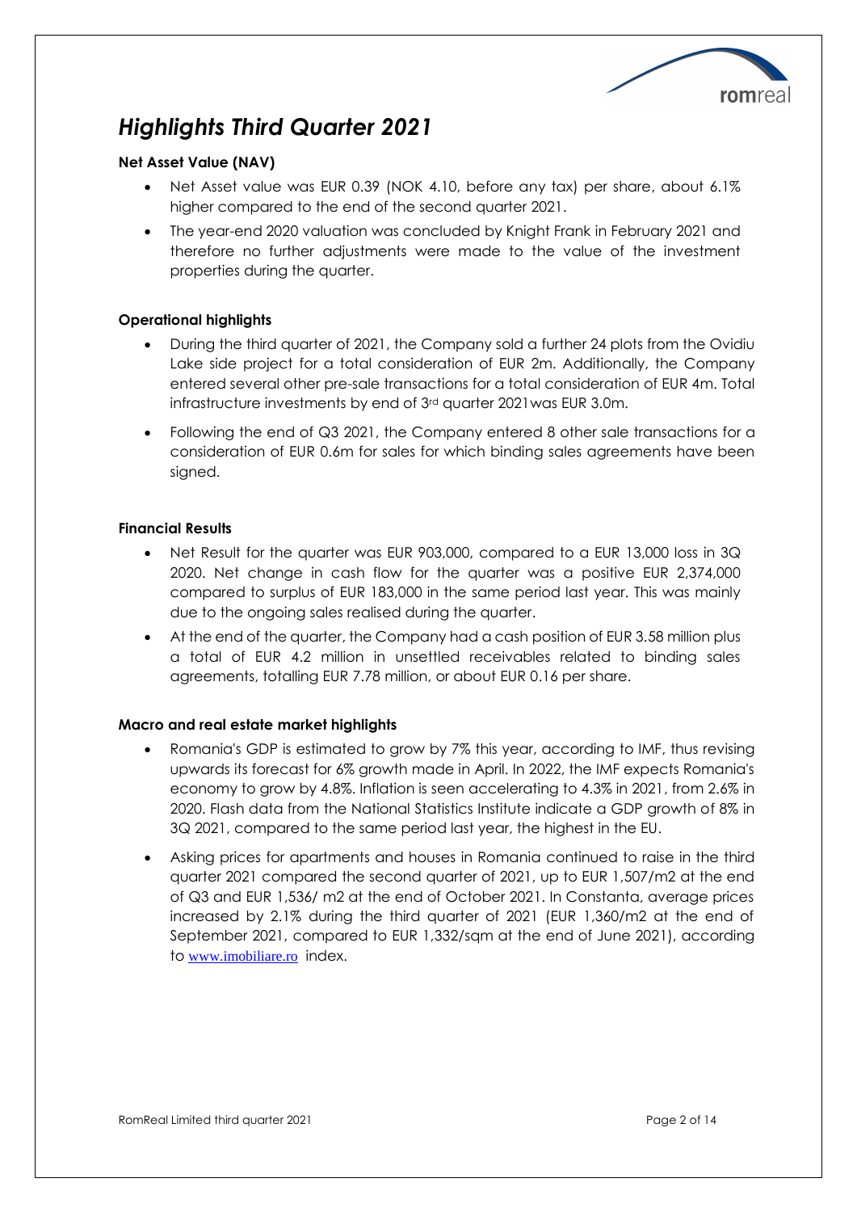# *Highlights Third Quarter 2021*

**Net Asset Value (NAV)**

- Net Asset value was EUR 0.39 (NOK 4.10, before any tax) per share, about 6.1% higher compared to the end of the second quarter 2021.
- The year-end 2020 valuation was concluded by Knight Frank in February 2021 and therefore no further adjustments were made to the value of the investment properties during the quarter.

**Operational highlights**

- During the third quarter of 2021, the Company sold a further 24 plots from the Ovidiu Lake side project for a total consideration of EUR 2m. Additionally, the Company entered several other pre-sale transactions for a total consideration of EUR 4m. Total infrastructure investments by end of 3rd quarter 2021was EUR 3.0m.
- Following the end of Q3 2021, the Company entered 8 other sale transactions for a consideration of EUR 0.6m for sales for which binding sales agreements have been signed.

**Financial Results**

- Net Result for the quarter was EUR 903,000, compared to a EUR 13,000 loss in 3Q 2020. Net change in cash flow for the quarter was a positive EUR 2,374,000 compared to surplus of EUR 183,000 in the same period last year. This was mainly due to the ongoing sales realised during the quarter.
- At the end of the quarter, the Company had a cash position of EUR 3.58 million plus a total of EUR 4.2 million in unsettled receivables related to binding sales agreements, totalling EUR 7.78 million, or about EUR 0.16 per share.

**Macro and real estate market highlights**

- Romania's GDP is estimated to grow by 7% this year, according to IMF, thus revising upwards its forecast for 6% growth made in April. In 2022, the IMF expects Romania's economy to grow by 4.8%. Inflation is seen accelerating to 4.3% in 2021, from 2.6% in 2020. Flash data from the National Statistics Institute indicate a GDP growth of 8% in 3Q 2021, compared to the same period last year, the highest in the EU.
- Asking prices for apartments and houses in Romania continued to raise in the third quarter 2021 compared the second quarter of 2021, up to EUR 1,507/m2 at the end of Q3 and EUR 1,536/ m2 at the end of October 2021. In Constanta, average prices increased by 2.1% during the third quarter of 2021 (EUR 1,360/m2 at the end of September 2021, compared to EUR 1,332/sqm at the end of June 2021), according to www.imobiliare.ro index.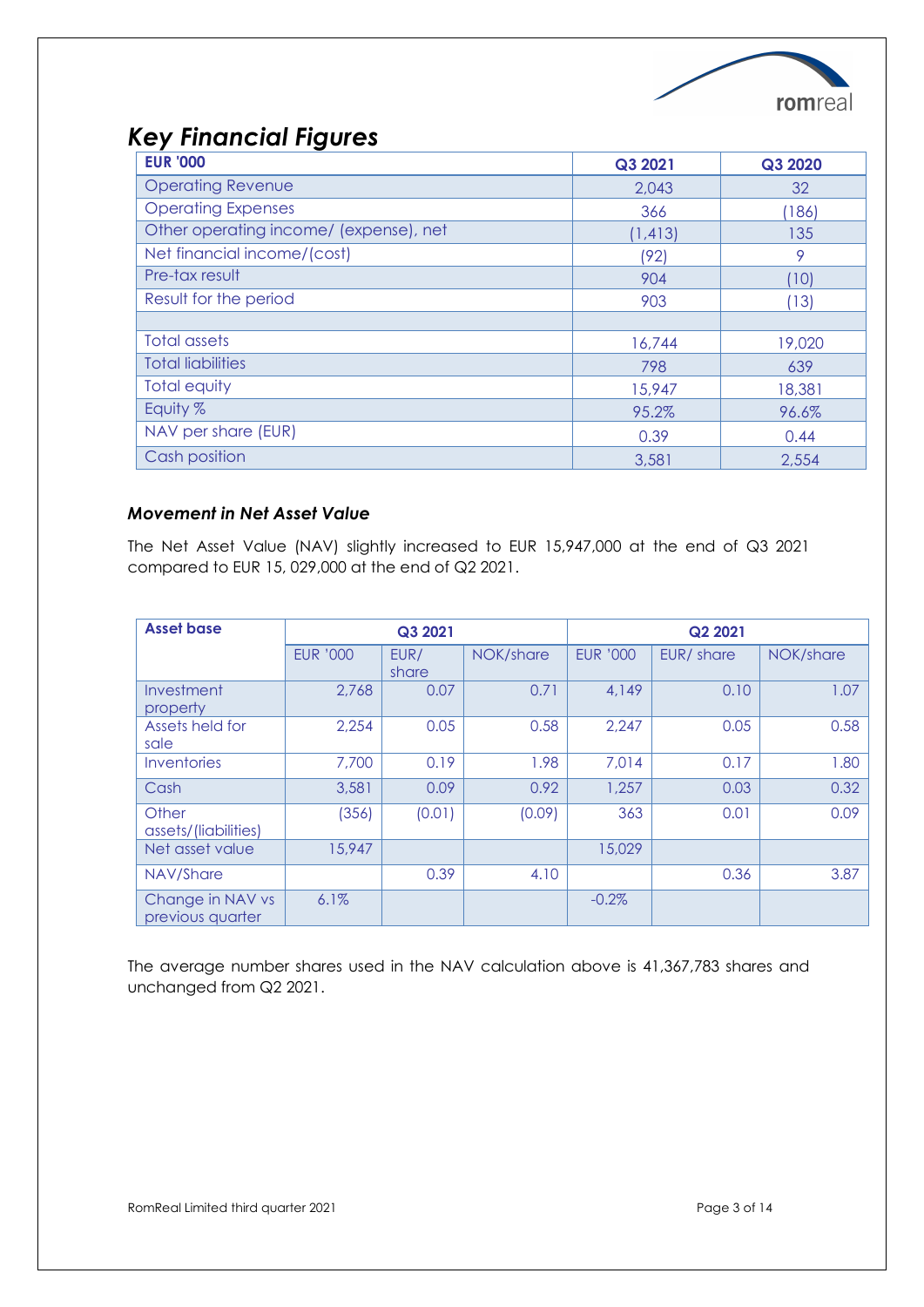## *Key Financial Figures*

| EUR '000 | Q3 2021 | Q3 2020 |
|---|---|---|
| Operating Revenue | 2,043 | 32 |
| Operating Expenses | 366 | (186) |
| Other operating income/ (expense), net | (1,413) | 135 |
| Net financial income/(cost) | (92) | 9 |
| Pre-tax result | 904 | (10) |
| Result for the period | 903 | (13) |
| | | |
| Total assets | 16,744 | 19,020 |
| Total liabilities | 798 | 639 |
| Total equity | 15,947 | 18,381 |
| Equity % | 95.2% | 96.6% |
| NAV per share (EUR) | 0.39 | 0.44 |
| Cash position | 3,581 | 2,554 |

### *Movement in Net Asset Value*

The Net Asset Value (NAV) slightly increased to EUR 15,947,000 at the end of Q3 2021 compared to EUR 15, 029,000 at the end of Q2 2021.

| Asset base | Q3 2021 | | | Q2 2021 | | |
|---|---|---|---|---|---|---|
| | EUR '000 | EUR/ share | NOK/share | EUR '000 | EUR/ share | NOK/share |
| Investment property | 2,768 | 0.07 | 0.71 | 4,149 | 0.10 | 1.07 |
| Assets held for sale | 2,254 | 0.05 | 0.58 | 2,247 | 0.05 | 0.58 |
| Inventories | 7,700 | 0.19 | 1.98 | 7,014 | 0.17 | 1.80 |
| Cash | 3,581 | 0.09 | 0.92 | 1,257 | 0.03 | 0.32 |
| Other assets/(liabilities) | (356) | (0.01) | (0.09) | 363 | 0.01 | 0.09 |
| Net asset value | 15,947 | | | 15,029 | | |
| NAV/Share | | 0.39 | 4.10 | | 0.36 | 3.87 |
| Change in NAV vs previous quarter | 6.1% | | | -0.2% | | |

The average number shares used in the NAV calculation above is 41,367,783 shares and unchanged from Q2 2021.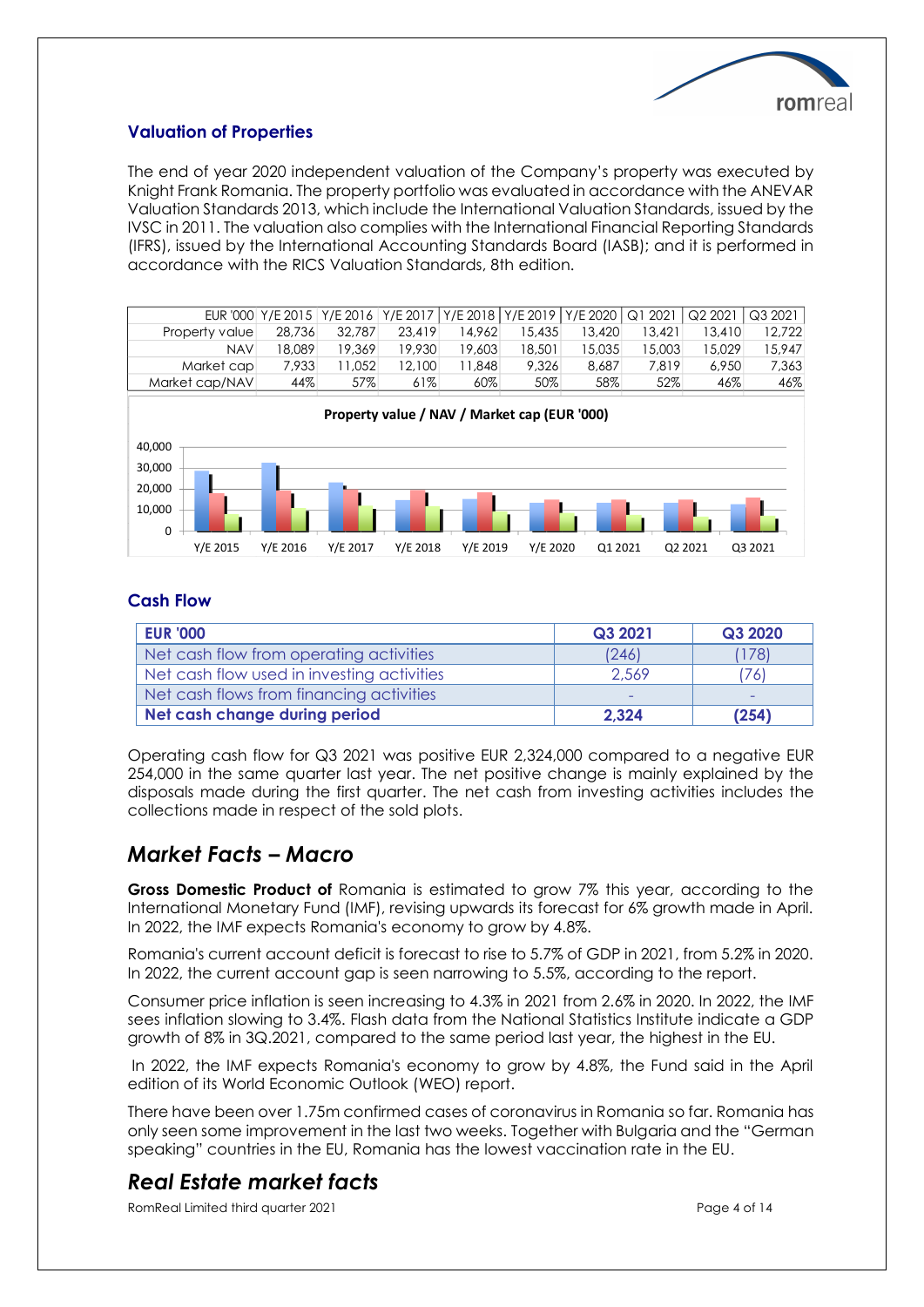### Valuation of Properties

The end of year 2020 independent valuation of the Company's property was executed by Knight Frank Romania. The property portfolio was evaluated in accordance with the ANEVAR Valuation Standards 2013, which include the International Valuation Standards, issued by the IVSC in 2011. The valuation also complies with the International Financial Reporting Standards (IFRS), issued by the International Accounting Standards Board (IASB); and it is performed in accordance with the RICS Valuation Standards, 8th edition.

| EUR '000 | Y/E 2015 | Y/E 2016 | Y/E 2017 | Y/E 2018 | Y/E 2019 | Y/E 2020 | Q1 2021 | Q2 2021 | Q3 2021 |
|---|---|---|---|---|---|---|---|---|---|
| Property value | 28,736 | 32,787 | 23,419 | 14,962 | 15,435 | 13,420 | 13,421 | 13,410 | 12,722 |
| NAV | 18,089 | 19,369 | 19,930 | 19,603 | 18,501 | 15,035 | 15,003 | 15,029 | 15,947 |
| Market cap | 7,933 | 11,052 | 12,100 | 11,848 | 9,326 | 8,687 | 7,819 | 6,950 | 7,363 |
| Market cap/NAV | 44% | 57% | 61% | 60% | 50% | 58% | 52% | 46% | 46% |

**Property value / NAV / Market cap (EUR '000)**

### Cash Flow

| EUR '000 | Q3 2021 | Q3 2020 |
|---|---|---|
| Net cash flow from operating activities | (246) | (178) |
| Net cash flow used in investing activities | 2,569 | (76) |
| Net cash flows from financing activities | - | - |
| **Net cash change during period** | **2,324** | **(254)** |

Operating cash flow for Q3 2021 was positive EUR 2,324,000 compared to a negative EUR 254,000 in the same quarter last year. The net positive change is mainly explained by the disposals made during the first quarter. The net cash from investing activities includes the collections made in respect of the sold plots.

## *Market Facts – Macro*

**Gross Domestic Product of** Romania is estimated to grow 7% this year, according to the International Monetary Fund (IMF), revising upwards its forecast for 6% growth made in April. In 2022, the IMF expects Romania's economy to grow by 4.8%.

Romania's current account deficit is forecast to rise to 5.7% of GDP in 2021, from 5.2% in 2020. In 2022, the current account gap is seen narrowing to 5.5%, according to the report.

Consumer price inflation is seen increasing to 4.3% in 2021 from 2.6% in 2020. In 2022, the IMF sees inflation slowing to 3.4%. Flash data from the National Statistics Institute indicate a GDP growth of 8% in 3Q.2021, compared to the same period last year, the highest in the EU.

In 2022, the IMF expects Romania's economy to grow by 4.8%, the Fund said in the April edition of its World Economic Outlook (WEO) report.

There have been over 1.75m confirmed cases of coronavirus in Romania so far. Romania has only seen some improvement in the last two weeks. Together with Bulgaria and the "German speaking" countries in the EU, Romania has the lowest vaccination rate in the EU.

## *Real Estate market facts*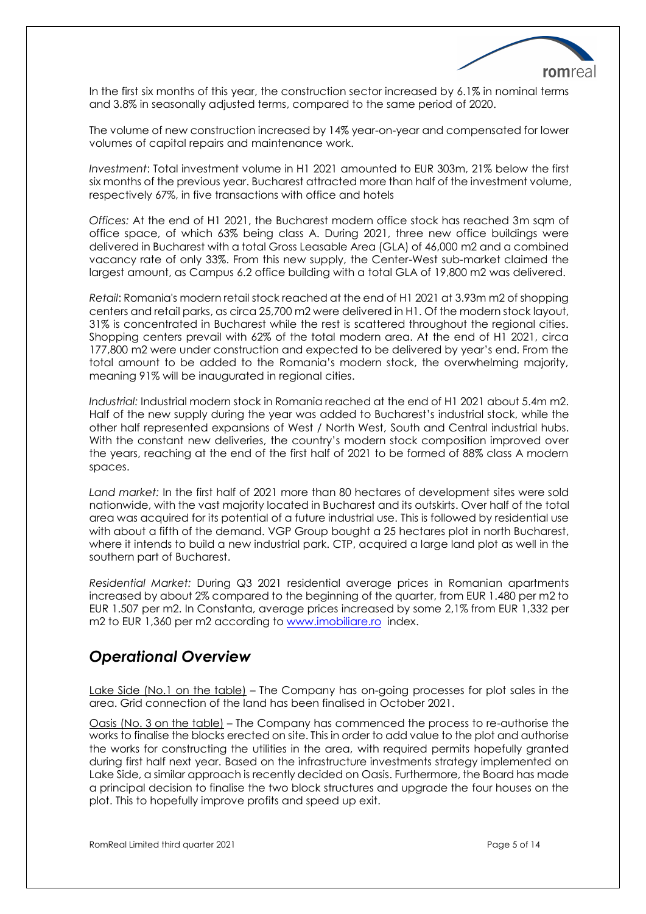In the first six months of this year, the construction sector increased by 6.1% in nominal terms and 3.8% in seasonally adjusted terms, compared to the same period of 2020.

The volume of new construction increased by 14% year-on-year and compensated for lower volumes of capital repairs and maintenance work.

*Investment*: Total investment volume in H1 2021 amounted to EUR 303m, 21% below the first six months of the previous year. Bucharest attracted more than half of the investment volume, respectively 67%, in five transactions with office and hotels

*Offices:* At the end of H1 2021, the Bucharest modern office stock has reached 3m sqm of office space, of which 63% being class A. During 2021, three new office buildings were delivered in Bucharest with a total Gross Leasable Area (GLA) of 46,000 m2 and a combined vacancy rate of only 33%. From this new supply, the Center-West sub-market claimed the largest amount, as Campus 6.2 office building with a total GLA of 19,800 m2 was delivered.

*Retail*: Romania's modern retail stock reached at the end of H1 2021 at 3.93m m2 of shopping centers and retail parks, as circa 25,700 m2 were delivered in H1. Of the modern stock layout, 31% is concentrated in Bucharest while the rest is scattered throughout the regional cities. Shopping centers prevail with 62% of the total modern area. At the end of H1 2021, circa 177,800 m2 were under construction and expected to be delivered by year's end. From the total amount to be added to the Romania's modern stock, the overwhelming majority, meaning 91% will be inaugurated in regional cities.

*Industrial:* Industrial modern stock in Romania reached at the end of H1 2021 about 5.4m m2. Half of the new supply during the year was added to Bucharest's industrial stock, while the other half represented expansions of West / North West, South and Central industrial hubs. With the constant new deliveries, the country's modern stock composition improved over the years, reaching at the end of the first half of 2021 to be formed of 88% class A modern spaces.

*Land market:* In the first half of 2021 more than 80 hectares of development sites were sold nationwide, with the vast majority located in Bucharest and its outskirts. Over half of the total area was acquired for its potential of a future industrial use. This is followed by residential use with about a fifth of the demand. VGP Group bought a 25 hectares plot in north Bucharest, where it intends to build a new industrial park. CTP, acquired a large land plot as well in the southern part of Bucharest.

*Residential Market:* During Q3 2021 residential average prices in Romanian apartments increased by about 2% compared to the beginning of the quarter, from EUR 1.480 per m2 to EUR 1.507 per m2. In Constanta, average prices increased by some 2,1% from EUR 1,332 per m2 to EUR 1,360 per m2 according to www.imobiliare.ro index.

## *Operational Overview*

Lake Side (No.1 on the table) – The Company has on-going processes for plot sales in the area. Grid connection of the land has been finalised in October 2021.

Oasis (No. 3 on the table) – The Company has commenced the process to re-authorise the works to finalise the blocks erected on site. This in order to add value to the plot and authorise the works for constructing the utilities in the area, with required permits hopefully granted during first half next year. Based on the infrastructure investments strategy implemented on Lake Side, a similar approach is recently decided on Oasis. Furthermore, the Board has made a principal decision to finalise the two block structures and upgrade the four houses on the plot. This to hopefully improve profits and speed up exit.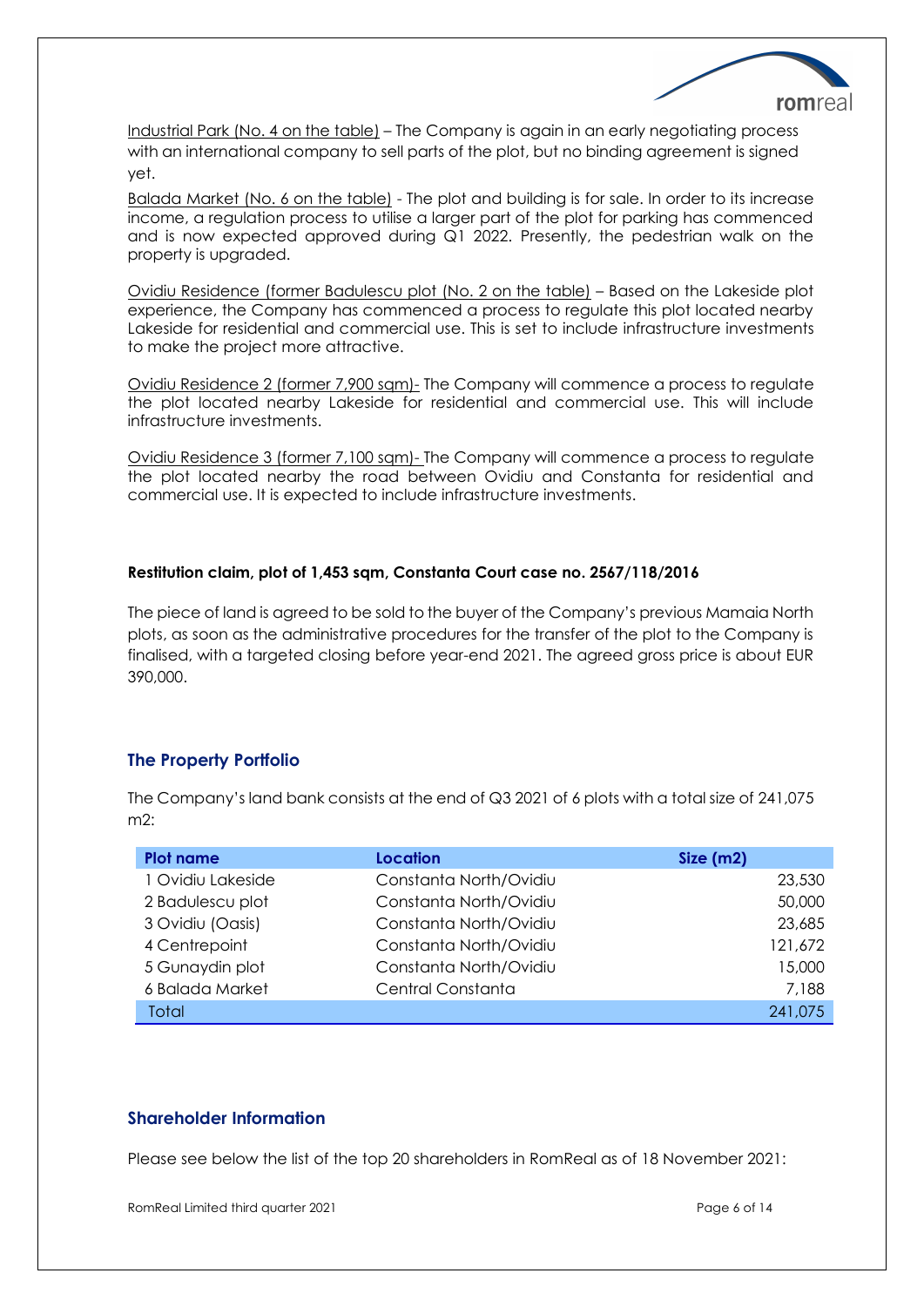Industrial Park (No. 4 on the table) – The Company is again in an early negotiating process with an international company to sell parts of the plot, but no binding agreement is signed yet.

Balada Market (No. 6 on the table) - The plot and building is for sale. In order to its increase income, a regulation process to utilise a larger part of the plot for parking has commenced and is now expected approved during Q1 2022. Presently, the pedestrian walk on the property is upgraded.

Ovidiu Residence (former Badulescu plot (No. 2 on the table) – Based on the Lakeside plot experience, the Company has commenced a process to regulate this plot located nearby Lakeside for residential and commercial use. This is set to include infrastructure investments to make the project more attractive.

Ovidiu Residence 2 (former 7,900 sqm)- The Company will commence a process to regulate the plot located nearby Lakeside for residential and commercial use. This will include infrastructure investments.

Ovidiu Residence 3 (former 7,100 sqm)- The Company will commence a process to regulate the plot located nearby the road between Ovidiu and Constanta for residential and commercial use. It is expected to include infrastructure investments.

**Restitution claim, plot of 1,453 sqm, Constanta Court case no. 2567/118/2016**

The piece of land is agreed to be sold to the buyer of the Company's previous Mamaia North plots, as soon as the administrative procedures for the transfer of the plot to the Company is finalised, with a targeted closing before year-end 2021. The agreed gross price is about EUR 390,000.

## The Property Portfolio

The Company's land bank consists at the end of Q3 2021 of 6 plots with a total size of 241,075 m2:

| Plot name | Location | Size (m2) |
|---|---|---|
| 1 Ovidiu Lakeside | Constanta North/Ovidiu | 23,530 |
| 2 Badulescu plot | Constanta North/Ovidiu | 50,000 |
| 3 Ovidiu (Oasis) | Constanta North/Ovidiu | 23,685 |
| 4 Centrepoint | Constanta North/Ovidiu | 121,672 |
| 5 Gunaydin plot | Constanta North/Ovidiu | 15,000 |
| 6 Balada Market | Central Constanta | 7,188 |
| Total | | 241,075 |

## Shareholder Information

Please see below the list of the top 20 shareholders in RomReal as of 18 November 2021: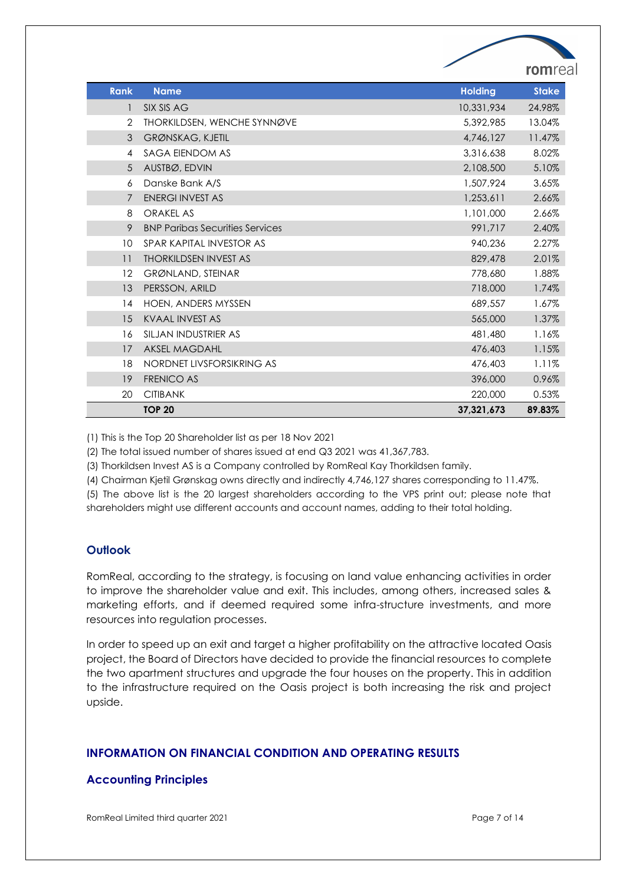| Rank | Name | Holding | Stake |
|---|---|---|---|
| 1 | SIX SIS AG | 10,331,934 | 24.98% |
| 2 | THORKILDSEN, WENCHE SYNNØVE | 5,392,985 | 13.04% |
| 3 | GRØNSKAG, KJETIL | 4,746,127 | 11.47% |
| 4 | SAGA EIENDOM AS | 3,316,638 | 8.02% |
| 5 | AUSTBØ, EDVIN | 2,108,500 | 5.10% |
| 6 | Danske Bank A/S | 1,507,924 | 3.65% |
| 7 | ENERGI INVEST AS | 1,253,611 | 2.66% |
| 8 | ORAKEL AS | 1,101,000 | 2.66% |
| 9 | BNP Paribas Securities Services | 991,717 | 2.40% |
| 10 | SPAR KAPITAL INVESTOR AS | 940,236 | 2.27% |
| 11 | THORKILDSEN INVEST AS | 829,478 | 2.01% |
| 12 | GRØNLAND, STEINAR | 778,680 | 1.88% |
| 13 | PERSSON, ARILD | 718,000 | 1.74% |
| 14 | HOEN, ANDERS MYSSEN | 689,557 | 1.67% |
| 15 | KVAAL INVEST AS | 565,000 | 1.37% |
| 16 | SILJAN INDUSTRIER AS | 481,480 | 1.16% |
| 17 | AKSEL MAGDAHL | 476,403 | 1.15% |
| 18 | NORDNET LIVSFORSIKRING AS | 476,403 | 1.11% |
| 19 | FRENICO AS | 396,000 | 0.96% |
| 20 | CITIBANK | 220,000 | 0.53% |
| | **TOP 20** | **37,321,673** | **89.83%** |

(1) This is the Top 20 Shareholder list as per 18 Nov 2021

(2) The total issued number of shares issued at end Q3 2021 was 41,367,783.

(3) Thorkildsen Invest AS is a Company controlled by RomReal Kay Thorkildsen family.

(4) Chairman Kjetil Grønskag owns directly and indirectly 4,746,127 shares corresponding to 11.47%.

(5) The above list is the 20 largest shareholders according to the VPS print out; please note that shareholders might use different accounts and account names, adding to their total holding.

## Outlook

RomReal, according to the strategy, is focusing on land value enhancing activities in order to improve the shareholder value and exit. This includes, among others, increased sales & marketing efforts, and if deemed required some infra-structure investments, and more resources into regulation processes.

In order to speed up an exit and target a higher profitability on the attractive located Oasis project, the Board of Directors have decided to provide the financial resources to complete the two apartment structures and upgrade the four houses on the property. This in addition to the infrastructure required on the Oasis project is both increasing the risk and project upside.

# INFORMATION ON FINANCIAL CONDITION AND OPERATING RESULTS

## Accounting Principles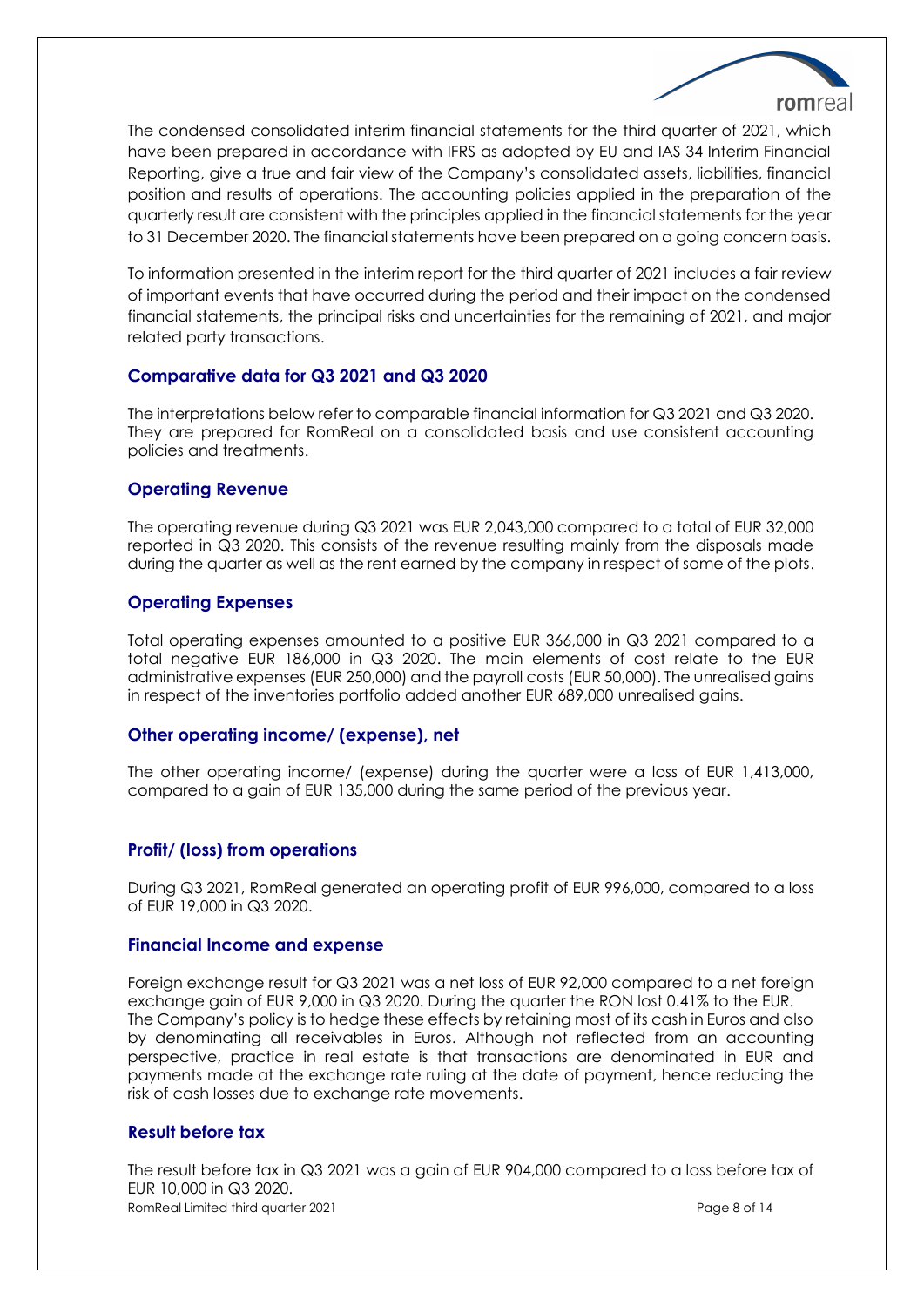The condensed consolidated interim financial statements for the third quarter of 2021, which have been prepared in accordance with IFRS as adopted by EU and IAS 34 Interim Financial Reporting, give a true and fair view of the Company's consolidated assets, liabilities, financial position and results of operations. The accounting policies applied in the preparation of the quarterly result are consistent with the principles applied in the financial statements for the year to 31 December 2020. The financial statements have been prepared on a going concern basis.

To information presented in the interim report for the third quarter of 2021 includes a fair review of important events that have occurred during the period and their impact on the condensed financial statements, the principal risks and uncertainties for the remaining of 2021, and major related party transactions.

## Comparative data for Q3 2021 and Q3 2020

The interpretations below refer to comparable financial information for Q3 2021 and Q3 2020. They are prepared for RomReal on a consolidated basis and use consistent accounting policies and treatments.

## Operating Revenue

The operating revenue during Q3 2021 was EUR 2,043,000 compared to a total of EUR 32,000 reported in Q3 2020. This consists of the revenue resulting mainly from the disposals made during the quarter as well as the rent earned by the company in respect of some of the plots.

## Operating Expenses

Total operating expenses amounted to a positive EUR 366,000 in Q3 2021 compared to a total negative EUR 186,000 in Q3 2020. The main elements of cost relate to the EUR administrative expenses (EUR 250,000) and the payroll costs (EUR 50,000). The unrealised gains in respect of the inventories portfolio added another EUR 689,000 unrealised gains.

## Other operating income/ (expense), net

The other operating income/ (expense) during the quarter were a loss of EUR 1,413,000, compared to a gain of EUR 135,000 during the same period of the previous year.

## Profit/ (loss) from operations

During Q3 2021, RomReal generated an operating profit of EUR 996,000, compared to a loss of EUR 19,000 in Q3 2020.

## Financial Income and expense

Foreign exchange result for Q3 2021 was a net loss of EUR 92,000 compared to a net foreign exchange gain of EUR 9,000 in Q3 2020. During the quarter the RON lost 0.41% to the EUR. The Company's policy is to hedge these effects by retaining most of its cash in Euros and also by denominating all receivables in Euros. Although not reflected from an accounting perspective, practice in real estate is that transactions are denominated in EUR and payments made at the exchange rate ruling at the date of payment, hence reducing the risk of cash losses due to exchange rate movements.

## Result before tax

The result before tax in Q3 2021 was a gain of EUR 904,000 compared to a loss before tax of EUR 10,000 in Q3 2020.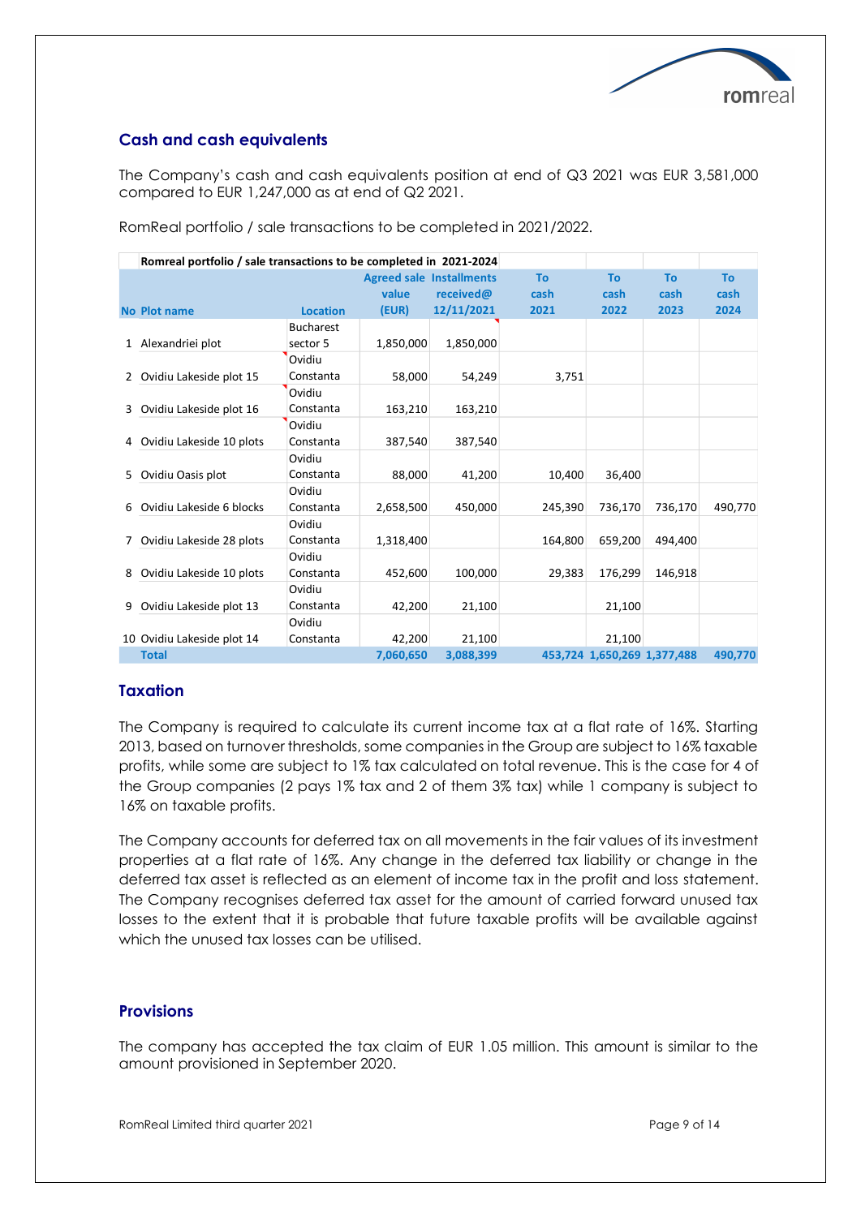## Cash and cash equivalents

The Company's cash and cash equivalents position at end of Q3 2021 was EUR 3,581,000 compared to EUR 1,247,000 as at end of Q2 2021.

RomReal portfolio / sale transactions to be completed in 2021/2022.

| Romreal portfolio / sale transactions to be completed in 2021-2024 | | | | | | | | |
|---|---|---|---|---|---|---|---|---|
| **No** | **Plot name** | **Location** | **Agreed sale value (EUR)** | **Installments received@ 12/11/2021** | **To cash 2021** | **To cash 2022** | **To cash 2023** | **To cash 2024** |
| 1 | Alexandriei plot | Bucharest sector 5 | 1,850,000 | 1,850,000 | | | | |
| 2 | Ovidiu Lakeside plot 15 | Ovidiu Constanta | 58,000 | 54,249 | 3,751 | | | |
| 3 | Ovidiu Lakeside plot 16 | Ovidiu Constanta | 163,210 | 163,210 | | | | |
| 4 | Ovidiu Lakeside 10 plots | Ovidiu Constanta | 387,540 | 387,540 | | | | |
| 5 | Ovidiu Oasis plot | Ovidiu Constanta | 88,000 | 41,200 | 10,400 | 36,400 | | |
| 6 | Ovidiu Lakeside 6 blocks | Ovidiu Constanta | 2,658,500 | 450,000 | 245,390 | 736,170 | 736,170 | 490,770 |
| 7 | Ovidiu Lakeside 28 plots | Ovidiu Constanta | 1,318,400 | | 164,800 | 659,200 | 494,400 | |
| 8 | Ovidiu Lakeside 10 plots | Ovidiu Constanta | 452,600 | 100,000 | 29,383 | 176,299 | 146,918 | |
| 9 | Ovidiu Lakeside plot 13 | Ovidiu Constanta | 42,200 | 21,100 | | 21,100 | | |
| 10 | Ovidiu Lakeside plot 14 | Ovidiu Constanta | 42,200 | 21,100 | | 21,100 | | |
| | **Total** | | **7,060,650** | **3,088,399** | **453,724** | **1,650,269** | **1,377,488** | **490,770** |

## Taxation

The Company is required to calculate its current income tax at a flat rate of 16%. Starting 2013, based on turnover thresholds, some companies in the Group are subject to 16% taxable profits, while some are subject to 1% tax calculated on total revenue. This is the case for 4 of the Group companies (2 pays 1% tax and 2 of them 3% tax) while 1 company is subject to 16% on taxable profits.

The Company accounts for deferred tax on all movements in the fair values of its investment properties at a flat rate of 16%. Any change in the deferred tax liability or change in the deferred tax asset is reflected as an element of income tax in the profit and loss statement. The Company recognises deferred tax asset for the amount of carried forward unused tax losses to the extent that it is probable that future taxable profits will be available against which the unused tax losses can be utilised.

## Provisions

The company has accepted the tax claim of EUR 1.05 million. This amount is similar to the amount provisioned in September 2020.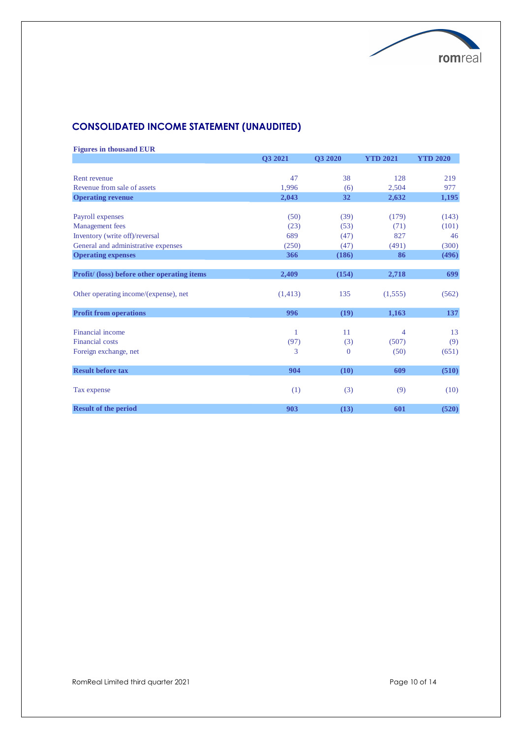## CONSOLIDATED INCOME STATEMENT (UNAUDITED)

| Figures in thousand EUR | Q3 2021 | Q3 2020 | YTD 2021 | YTD 2020 |
|---|---|---|---|---|
| Rent revenue | 47 | 38 | 128 | 219 |
| Revenue from sale of assets | 1,996 | (6) | 2,504 | 977 |
| **Operating revenue** | **2,043** | **32** | **2,632** | **1,195** |
| Payroll expenses | (50) | (39) | (179) | (143) |
| Management fees | (23) | (53) | (71) | (101) |
| Inventory (write off)/reversal | 689 | (47) | 827 | 46 |
| General and administrative expenses | (250) | (47) | (491) | (300) |
| **Operating expenses** | **366** | **(186)** | **86** | **(496)** |
| **Profit/ (loss) before other operating items** | **2,409** | **(154)** | **2,718** | **699** |
| Other operating income/(expense), net | (1,413) | 135 | (1,555) | (562) |
| **Profit from operations** | **996** | **(19)** | **1,163** | **137** |
| Financial income | 1 | 11 | 4 | 13 |
| Financial costs | (97) | (3) | (507) | (9) |
| Foreign exchange, net | 3 | 0 | (50) | (651) |
| **Result before tax** | **904** | **(10)** | **609** | **(510)** |
| Tax expense | (1) | (3) | (9) | (10) |
| **Result of the period** | **903** | **(13)** | **601** | **(520)** |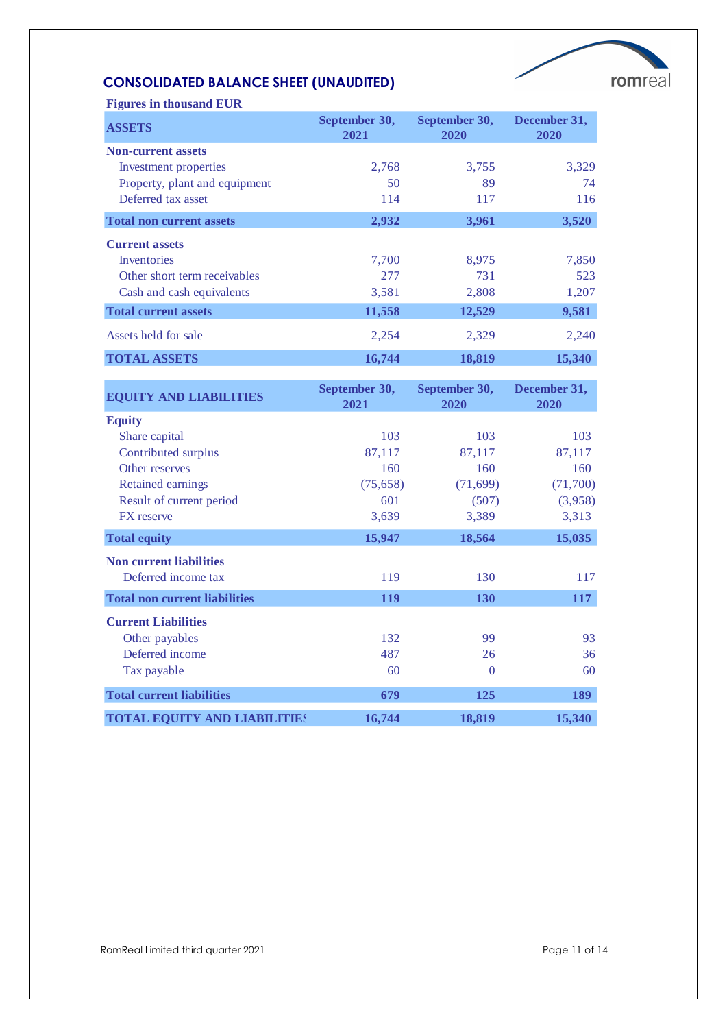## CONSOLIDATED BALANCE SHEET (UNAUDITED)

**Figures in thousand EUR**

| **ASSETS** | **September 30, 2021** | **September 30, 2020** | **December 31, 2020** |
|---|---|---|---|
| **Non-current assets** | | | |
| Investment properties | 2,768 | 3,755 | 3,329 |
| Property, plant and equipment | 50 | 89 | 74 |
| Deferred tax asset | 114 | 117 | 116 |
| **Total non current assets** | **2,932** | **3,961** | **3,520** |
| **Current assets** | | | |
| Inventories | 7,700 | 8,975 | 7,850 |
| Other short term receivables | 277 | 731 | 523 |
| Cash and cash equivalents | 3,581 | 2,808 | 1,207 |
| **Total current assets** | **11,558** | **12,529** | **9,581** |
| Assets held for sale | 2,254 | 2,329 | 2,240 |
| **TOTAL ASSETS** | **16,744** | **18,819** | **15,340** |

| **EQUITY AND LIABILITIES** | **September 30, 2021** | **September 30, 2020** | **December 31, 2020** |
|---|---|---|---|
| **Equity** | | | |
| Share capital | 103 | 103 | 103 |
| Contributed surplus | 87,117 | 87,117 | 87,117 |
| Other reserves | 160 | 160 | 160 |
| Retained earnings | (75,658) | (71,699) | (71,700) |
| Result of current period | 601 | (507) | (3,958) |
| FX reserve | 3,639 | 3,389 | 3,313 |
| **Total equity** | **15,947** | **18,564** | **15,035** |
| **Non current liabilities** | | | |
| Deferred income tax | 119 | 130 | 117 |
| **Total non current liabilities** | **119** | **130** | **117** |
| **Current Liabilities** | | | |
| Other payables | 132 | 99 | 93 |
| Deferred income | 487 | 26 | 36 |
| Tax payable | 60 | 0 | 60 |
| **Total current liabilities** | **679** | **125** | **189** |
| **TOTAL EQUITY AND LIABILITIES** | **16,744** | **18,819** | **15,340** |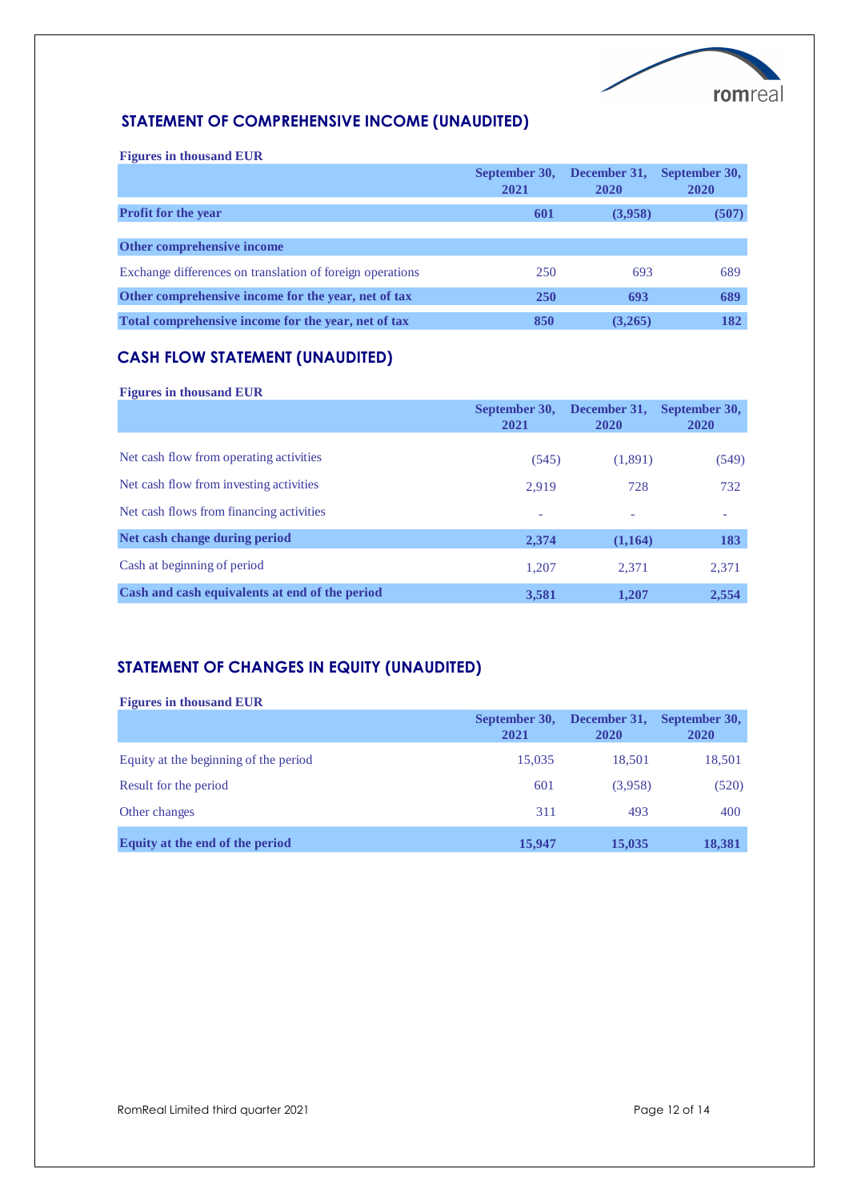## STATEMENT OF COMPREHENSIVE INCOME (UNAUDITED)

**Figures in thousand EUR**

| | September 30, 2021 | December 31, 2020 | September 30, 2020 |
|---|---|---|---|
| **Profit for the year** | **601** | **(3,958)** | **(507)** |
| **Other comprehensive income** | | | |
| Exchange differences on translation of foreign operations | 250 | 693 | 689 |
| **Other comprehensive income for the year, net of tax** | **250** | **693** | **689** |
| **Total comprehensive income for the year, net of tax** | **850** | **(3,265)** | **182** |

## CASH FLOW STATEMENT (UNAUDITED)

**Figures in thousand EUR**

| | September 30, 2021 | December 31, 2020 | September 30, 2020 |
|---|---|---|---|
| Net cash flow from operating activities | (545) | (1,891) | (549) |
| Net cash flow from investing activities | 2,919 | 728 | 732 |
| Net cash flows from financing activities | - | - | - |
| **Net cash change during period** | **2,374** | **(1,164)** | **183** |
| Cash at beginning of period | 1,207 | 2,371 | 2,371 |
| **Cash and cash equivalents at end of the period** | **3,581** | **1,207** | **2,554** |

## STATEMENT OF CHANGES IN EQUITY (UNAUDITED)

**Figures in thousand EUR**

| | September 30, 2021 | December 31, 2020 | September 30, 2020 |
|---|---|---|---|
| Equity at the beginning of the period | 15,035 | 18,501 | 18,501 |
| Result for the period | 601 | (3,958) | (520) |
| Other changes | 311 | 493 | 400 |
| **Equity at the end of the period** | **15,947** | **15,035** | **18,381** |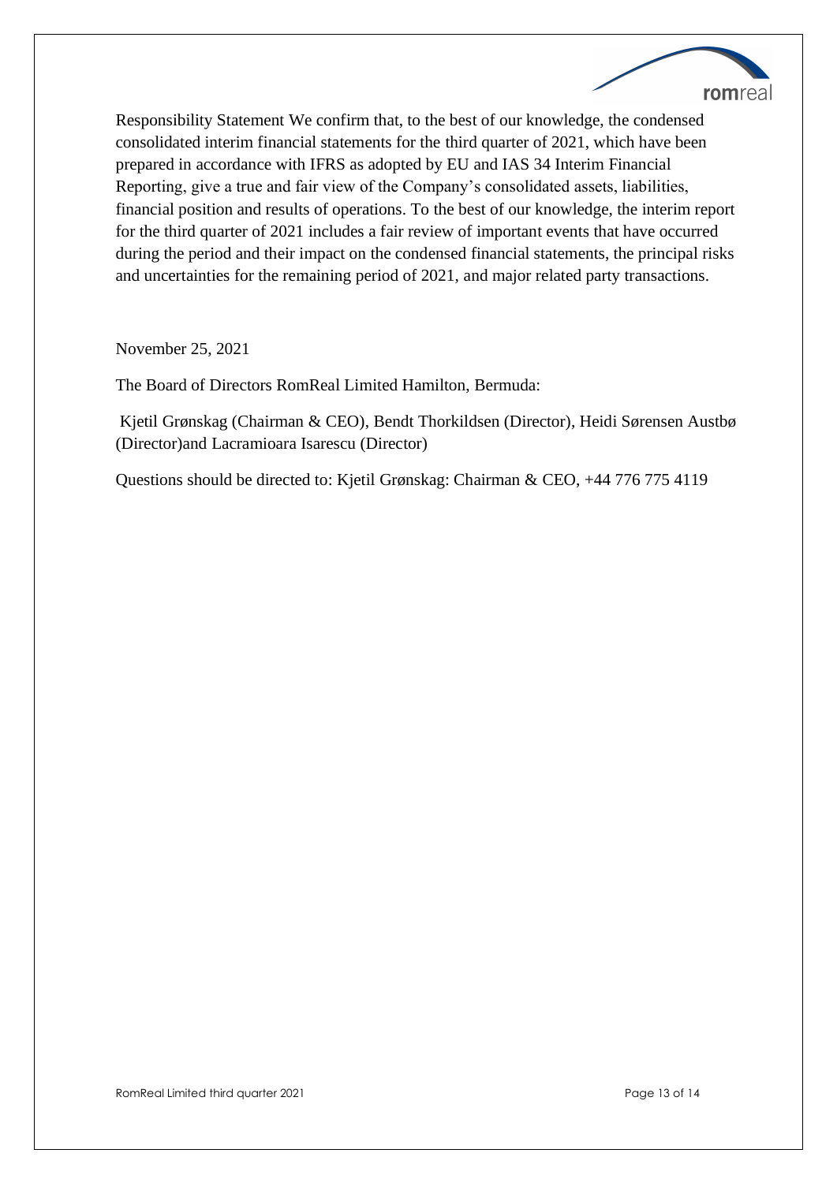Responsibility Statement We confirm that, to the best of our knowledge, the condensed consolidated interim financial statements for the third quarter of 2021, which have been prepared in accordance with IFRS as adopted by EU and IAS 34 Interim Financial Reporting, give a true and fair view of the Company's consolidated assets, liabilities, financial position and results of operations. To the best of our knowledge, the interim report for the third quarter of 2021 includes a fair review of important events that have occurred during the period and their impact on the condensed financial statements, the principal risks and uncertainties for the remaining period of 2021, and major related party transactions.

November 25, 2021

The Board of Directors RomReal Limited Hamilton, Bermuda:

Kjetil Grønskag (Chairman & CEO), Bendt Thorkildsen (Director), Heidi Sørensen Austbø (Director)and Lacramioara Isarescu (Director)

Questions should be directed to: Kjetil Grønskag: Chairman & CEO, +44 776 775 4119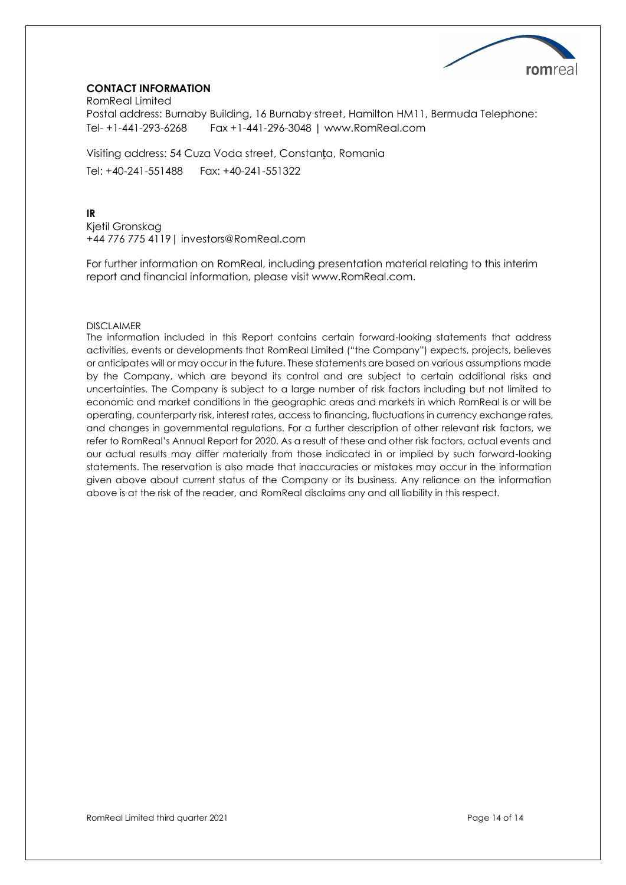**CONTACT INFORMATION**

RomReal Limited
Postal address: Burnaby Building, 16 Burnaby street, Hamilton HM11, Bermuda Telephone:
Tel- +1-441-293-6268 Fax +1-441-296-3048 | www.RomReal.com

Visiting address: 54 Cuza Voda street, Constanța, Romania

Tel: +40-241-551488 Fax: +40-241-551322

**IR**

Kjetil Gronskag
+44 776 775 4119| investors@RomReal.com

For further information on RomReal, including presentation material relating to this interim report and financial information, please visit www.RomReal.com.

DISCLAIMER

The information included in this Report contains certain forward-looking statements that address activities, events or developments that RomReal Limited ("the Company") expects, projects, believes or anticipates will or may occur in the future. These statements are based on various assumptions made by the Company, which are beyond its control and are subject to certain additional risks and uncertainties. The Company is subject to a large number of risk factors including but not limited to economic and market conditions in the geographic areas and markets in which RomReal is or will be operating, counterparty risk, interest rates, access to financing, fluctuations in currency exchange rates, and changes in governmental regulations. For a further description of other relevant risk factors, we refer to RomReal's Annual Report for 2020. As a result of these and other risk factors, actual events and our actual results may differ materially from those indicated in or implied by such forward-looking statements. The reservation is also made that inaccuracies or mistakes may occur in the information given above about current status of the Company or its business. Any reliance on the information above is at the risk of the reader, and RomReal disclaims any and all liability in this respect.